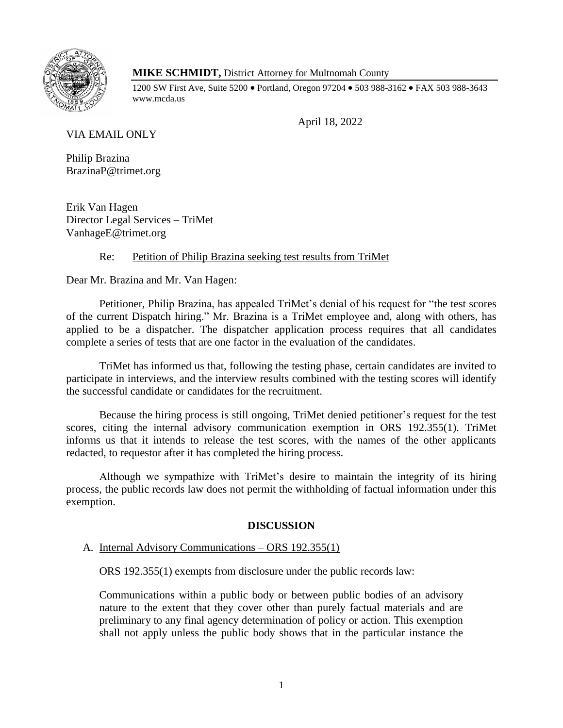**MIKE SCHMIDT,** District Attorney for Multnomah County

1200 SW First Ave, Suite 5200 • Portland, Oregon 97204 • 503 988-3162 • FAX 503 988-3643
www.mcda.us

April 18, 2022

VIA EMAIL ONLY

Philip Brazina
BrazinaP@trimet.org

Erik Van Hagen
Director Legal Services – TriMet
VanhageE@trimet.org

Re: Petition of Philip Brazina seeking test results from TriMet

Dear Mr. Brazina and Mr. Van Hagen:

Petitioner, Philip Brazina, has appealed TriMet's denial of his request for "the test scores of the current Dispatch hiring." Mr. Brazina is a TriMet employee and, along with others, has applied to be a dispatcher. The dispatcher application process requires that all candidates complete a series of tests that are one factor in the evaluation of the candidates.

TriMet has informed us that, following the testing phase, certain candidates are invited to participate in interviews, and the interview results combined with the testing scores will identify the successful candidate or candidates for the recruitment.

Because the hiring process is still ongoing, TriMet denied petitioner's request for the test scores, citing the internal advisory communication exemption in ORS 192.355(1). TriMet informs us that it intends to release the test scores, with the names of the other applicants redacted, to requestor after it has completed the hiring process.

Although we sympathize with TriMet's desire to maintain the integrity of its hiring process, the public records law does not permit the withholding of factual information under this exemption.

## DISCUSSION

### A. Internal Advisory Communications – ORS 192.355(1)

ORS 192.355(1) exempts from disclosure under the public records law:

> Communications within a public body or between public bodies of an advisory nature to the extent that they cover other than purely factual materials and are preliminary to any final agency determination of policy or action. This exemption shall not apply unless the public body shows that in the particular instance the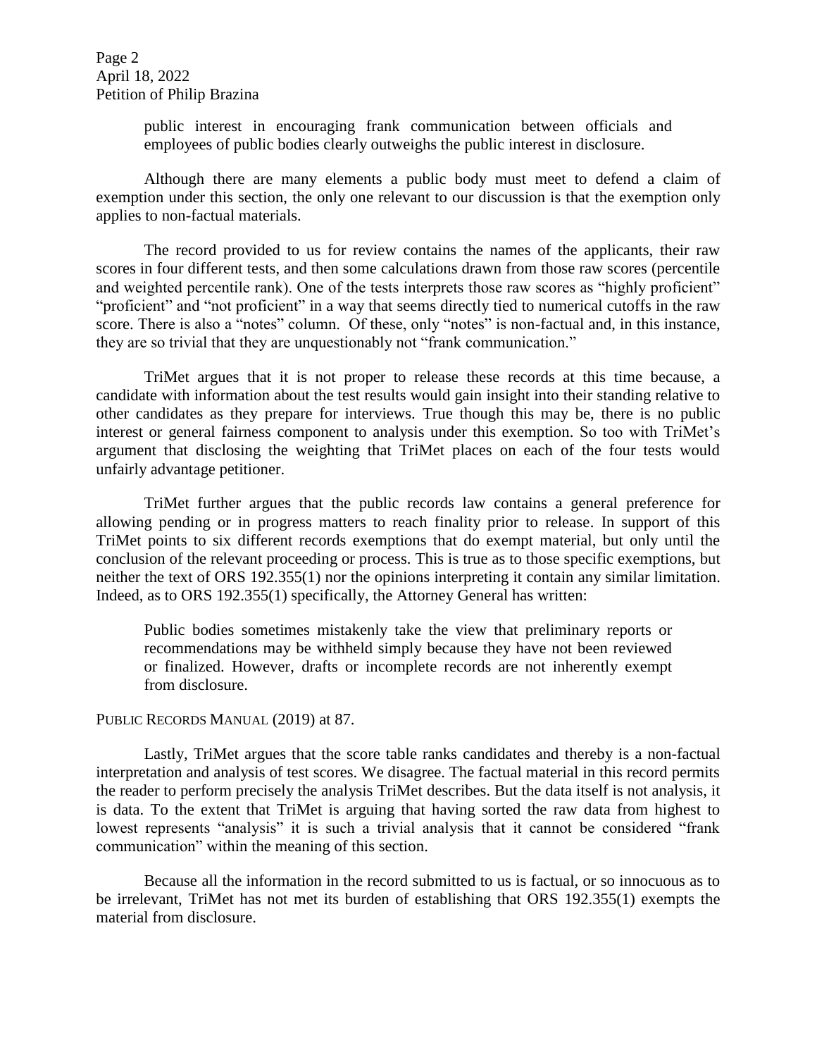> public interest in encouraging frank communication between officials and employees of public bodies clearly outweighs the public interest in disclosure.

Although there are many elements a public body must meet to defend a claim of exemption under this section, the only one relevant to our discussion is that the exemption only applies to non-factual materials.

The record provided to us for review contains the names of the applicants, their raw scores in four different tests, and then some calculations drawn from those raw scores (percentile and weighted percentile rank). One of the tests interprets those raw scores as "highly proficient" "proficient" and "not proficient" in a way that seems directly tied to numerical cutoffs in the raw score. There is also a "notes" column. Of these, only "notes" is non-factual and, in this instance, they are so trivial that they are unquestionably not "frank communication."

TriMet argues that it is not proper to release these records at this time because, a candidate with information about the test results would gain insight into their standing relative to other candidates as they prepare for interviews. True though this may be, there is no public interest or general fairness component to analysis under this exemption. So too with TriMet's argument that disclosing the weighting that TriMet places on each of the four tests would unfairly advantage petitioner.

TriMet further argues that the public records law contains a general preference for allowing pending or in progress matters to reach finality prior to release. In support of this TriMet points to six different records exemptions that do exempt material, but only until the conclusion of the relevant proceeding or process. This is true as to those specific exemptions, but neither the text of ORS 192.355(1) nor the opinions interpreting it contain any similar limitation. Indeed, as to ORS 192.355(1) specifically, the Attorney General has written:

> Public bodies sometimes mistakenly take the view that preliminary reports or recommendations may be withheld simply because they have not been reviewed or finalized. However, drafts or incomplete records are not inherently exempt from disclosure.

PUBLIC RECORDS MANUAL (2019) at 87.

Lastly, TriMet argues that the score table ranks candidates and thereby is a non-factual interpretation and analysis of test scores. We disagree. The factual material in this record permits the reader to perform precisely the analysis TriMet describes. But the data itself is not analysis, it is data. To the extent that TriMet is arguing that having sorted the raw data from highest to lowest represents "analysis" it is such a trivial analysis that it cannot be considered "frank communication" within the meaning of this section.

Because all the information in the record submitted to us is factual, or so innocuous as to be irrelevant, TriMet has not met its burden of establishing that ORS 192.355(1) exempts the material from disclosure.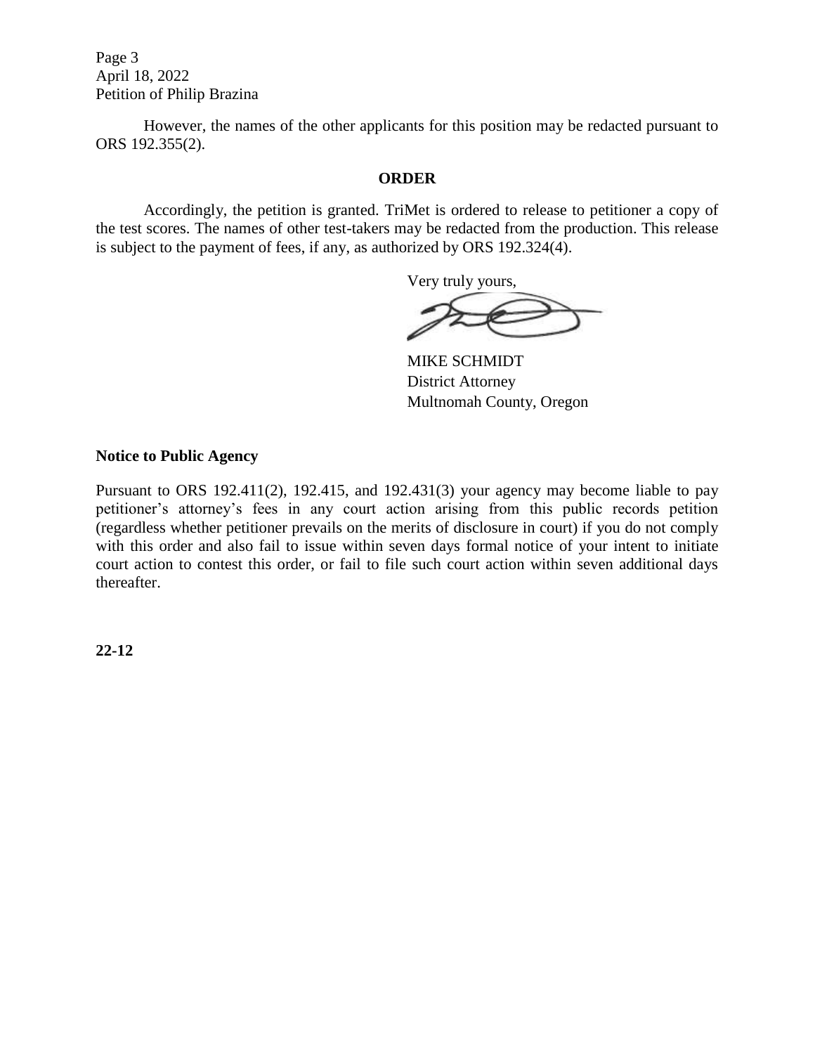However, the names of the other applicants for this position may be redacted pursuant to ORS 192.355(2).

## ORDER

Accordingly, the petition is granted. TriMet is ordered to release to petitioner a copy of the test scores. The names of other test-takers may be redacted from the production. This release is subject to the payment of fees, if any, as authorized by ORS 192.324(4).

Very truly yours,

MIKE SCHMIDT
District Attorney
Multnomah County, Oregon

**Notice to Public Agency**

Pursuant to ORS 192.411(2), 192.415, and 192.431(3) your agency may become liable to pay petitioner's attorney's fees in any court action arising from this public records petition (regardless whether petitioner prevails on the merits of disclosure in court) if you do not comply with this order and also fail to issue within seven days formal notice of your intent to initiate court action to contest this order, or fail to file such court action within seven additional days thereafter.

**22-12**